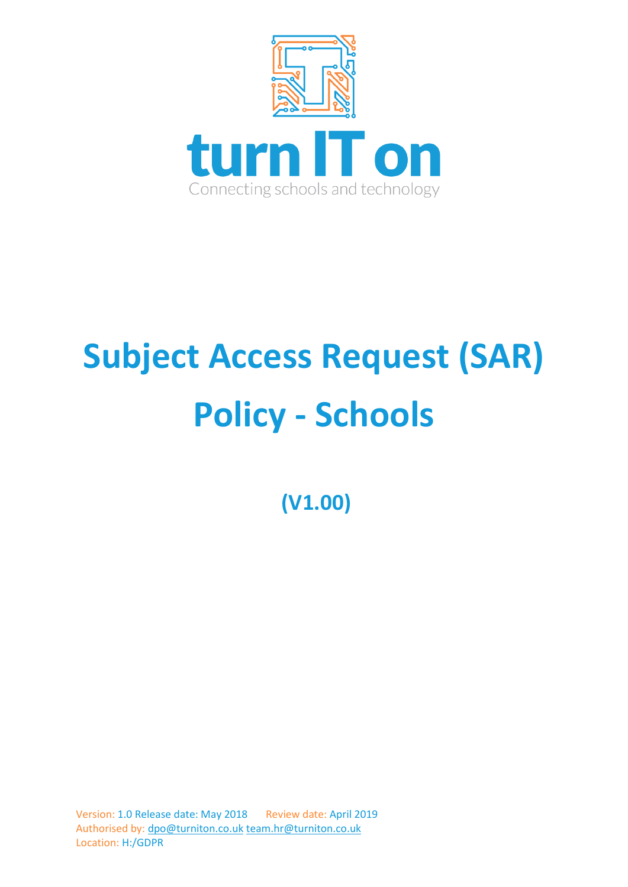turn IT on

Connecting schools and technology

# Subject Access Request (SAR) Policy - Schools

**(V1.00)**

Version: 1.0 Release date: May 2018 Review date: April 2019
Authorised by: dpo@turniton.co.uk team.hr@turniton.co.uk
Location: H:/GDPR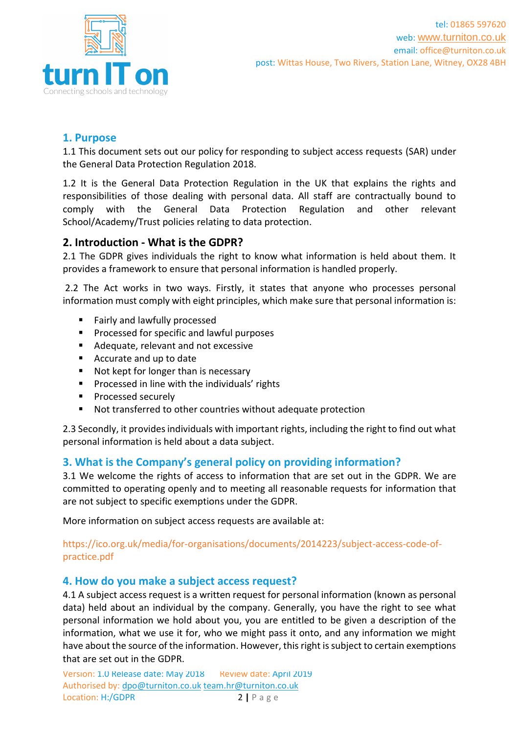## 1. Purpose

1.1 This document sets out our policy for responding to subject access requests (SAR) under the General Data Protection Regulation 2018.

1.2 It is the General Data Protection Regulation in the UK that explains the rights and responsibilities of those dealing with personal data. All staff are contractually bound to comply with the General Data Protection Regulation and other relevant School/Academy/Trust policies relating to data protection.

## 2. Introduction - What is the GDPR?

2.1 The GDPR gives individuals the right to know what information is held about them. It provides a framework to ensure that personal information is handled properly.

2.2 The Act works in two ways. Firstly, it states that anyone who processes personal information must comply with eight principles, which make sure that personal information is:

- Fairly and lawfully processed
- Processed for specific and lawful purposes
- Adequate, relevant and not excessive
- Accurate and up to date
- Not kept for longer than is necessary
- Processed in line with the individuals' rights
- Processed securely
- Not transferred to other countries without adequate protection

2.3 Secondly, it provides individuals with important rights, including the right to find out what personal information is held about a data subject.

## 3. What is the Company's general policy on providing information?

3.1 We welcome the rights of access to information that are set out in the GDPR. We are committed to operating openly and to meeting all reasonable requests for information that are not subject to specific exemptions under the GDPR.

More information on subject access requests are available at:

https://ico.org.uk/media/for-organisations/documents/2014223/subject-access-code-of-practice.pdf

## 4. How do you make a subject access request?

4.1 A subject access request is a written request for personal information (known as personal data) held about an individual by the company. Generally, you have the right to see what personal information we hold about you, you are entitled to be given a description of the information, what we use it for, who we might pass it onto, and any information we might have about the source of the information. However, this right is subject to certain exemptions that are set out in the GDPR.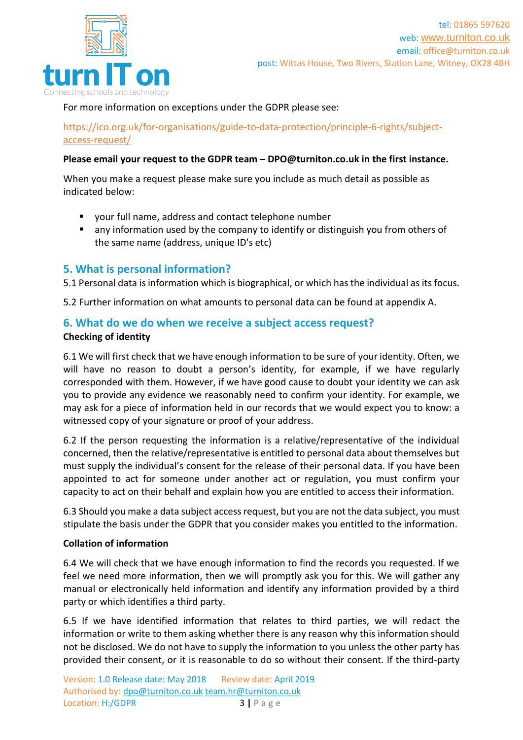For more information on exceptions under the GDPR please see:

https://ico.org.uk/for-organisations/guide-to-data-protection/principle-6-rights/subject-access-request/

**Please email your request to the GDPR team – DPO@turniton.co.uk in the first instance.**

When you make a request please make sure you include as much detail as possible as indicated below:

- your full name, address and contact telephone number
- any information used by the company to identify or distinguish you from others of the same name (address, unique ID's etc)

## 5. What is personal information?

5.1 Personal data is information which is biographical, or which has the individual as its focus.

5.2 Further information on what amounts to personal data can be found at appendix A.

## 6. What do we do when we receive a subject access request?

**Checking of identity**

6.1 We will first check that we have enough information to be sure of your identity. Often, we will have no reason to doubt a person's identity, for example, if we have regularly corresponded with them. However, if we have good cause to doubt your identity we can ask you to provide any evidence we reasonably need to confirm your identity. For example, we may ask for a piece of information held in our records that we would expect you to know: a witnessed copy of your signature or proof of your address.

6.2 If the person requesting the information is a relative/representative of the individual concerned, then the relative/representative is entitled to personal data about themselves but must supply the individual's consent for the release of their personal data. If you have been appointed to act for someone under another act or regulation, you must confirm your capacity to act on their behalf and explain how you are entitled to access their information.

6.3 Should you make a data subject access request, but you are not the data subject, you must stipulate the basis under the GDPR that you consider makes you entitled to the information.

**Collation of information**

6.4 We will check that we have enough information to find the records you requested. If we feel we need more information, then we will promptly ask you for this. We will gather any manual or electronically held information and identify any information provided by a third party or which identifies a third party.

6.5 If we have identified information that relates to third parties, we will redact the information or write to them asking whether there is any reason why this information should not be disclosed. We do not have to supply the information to you unless the other party has provided their consent, or it is reasonable to do so without their consent. If the third-party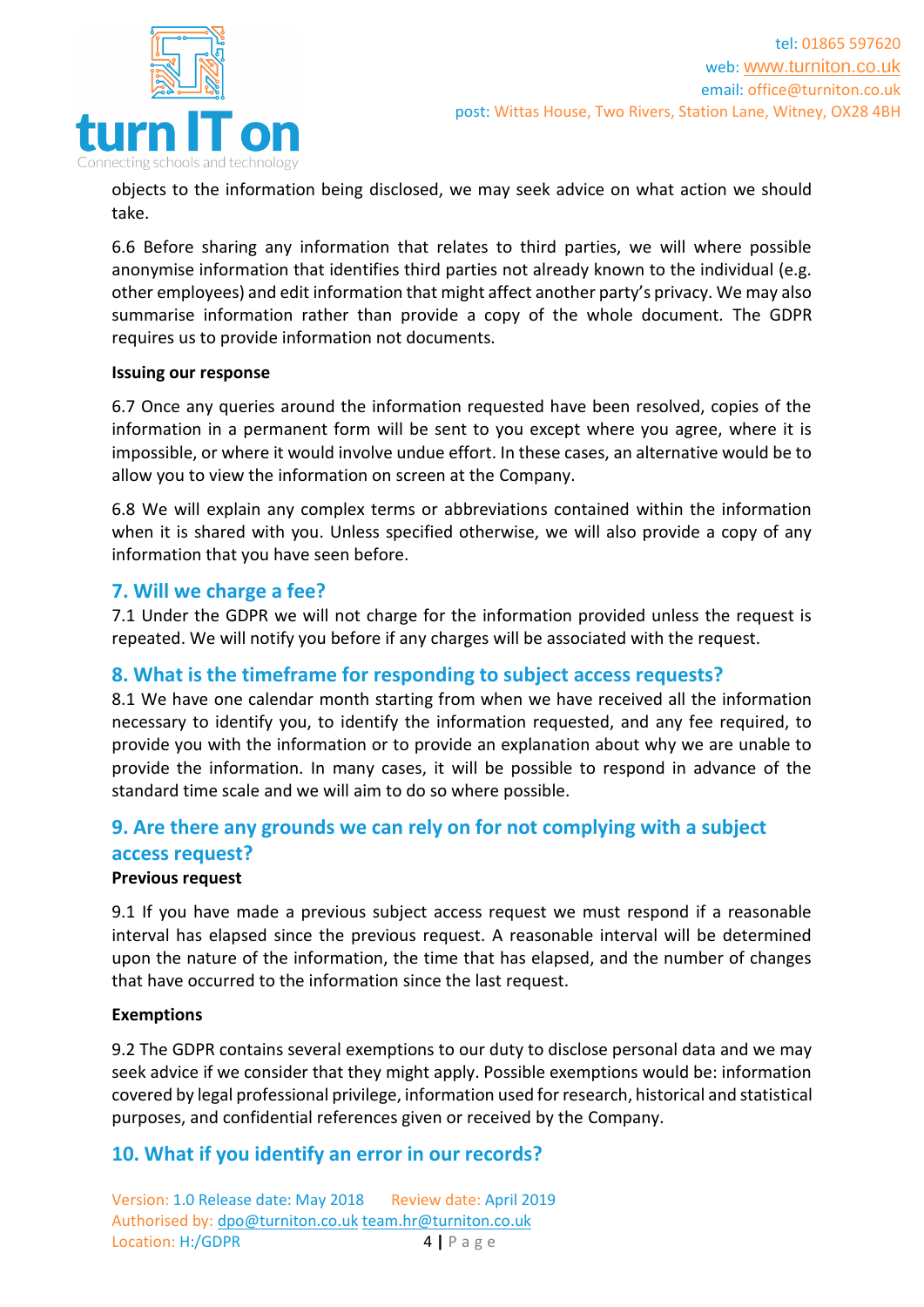objects to the information being disclosed, we may seek advice on what action we should take.

6.6 Before sharing any information that relates to third parties, we will where possible anonymise information that identifies third parties not already known to the individual (e.g. other employees) and edit information that might affect another party's privacy. We may also summarise information rather than provide a copy of the whole document. The GDPR requires us to provide information not documents.

**Issuing our response**

6.7 Once any queries around the information requested have been resolved, copies of the information in a permanent form will be sent to you except where you agree, where it is impossible, or where it would involve undue effort. In these cases, an alternative would be to allow you to view the information on screen at the Company.

6.8 We will explain any complex terms or abbreviations contained within the information when it is shared with you. Unless specified otherwise, we will also provide a copy of any information that you have seen before.

## 7. Will we charge a fee?

7.1 Under the GDPR we will not charge for the information provided unless the request is repeated. We will notify you before if any charges will be associated with the request.

## 8. What is the timeframe for responding to subject access requests?

8.1 We have one calendar month starting from when we have received all the information necessary to identify you, to identify the information requested, and any fee required, to provide you with the information or to provide an explanation about why we are unable to provide the information. In many cases, it will be possible to respond in advance of the standard time scale and we will aim to do so where possible.

## 9. Are there any grounds we can rely on for not complying with a subject access request?

**Previous request**

9.1 If you have made a previous subject access request we must respond if a reasonable interval has elapsed since the previous request. A reasonable interval will be determined upon the nature of the information, the time that has elapsed, and the number of changes that have occurred to the information since the last request.

**Exemptions**

9.2 The GDPR contains several exemptions to our duty to disclose personal data and we may seek advice if we consider that they might apply. Possible exemptions would be: information covered by legal professional privilege, information used for research, historical and statistical purposes, and confidential references given or received by the Company.

## 10. What if you identify an error in our records?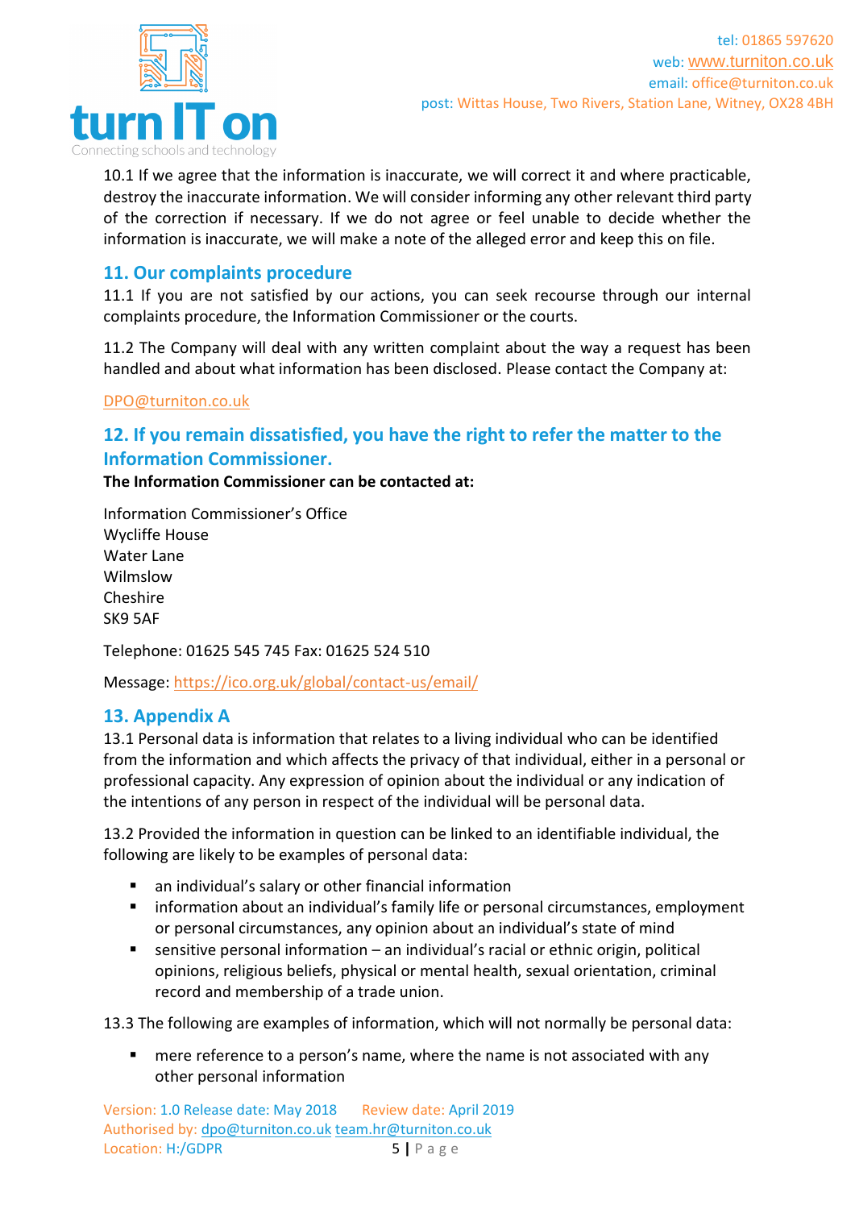10.1 If we agree that the information is inaccurate, we will correct it and where practicable, destroy the inaccurate information. We will consider informing any other relevant third party of the correction if necessary. If we do not agree or feel unable to decide whether the information is inaccurate, we will make a note of the alleged error and keep this on file.

## 11. Our complaints procedure

11.1 If you are not satisfied by our actions, you can seek recourse through our internal complaints procedure, the Information Commissioner or the courts.

11.2 The Company will deal with any written complaint about the way a request has been handled and about what information has been disclosed. Please contact the Company at:

DPO@turniton.co.uk

## 12. If you remain dissatisfied, you have the right to refer the matter to the Information Commissioner.

**The Information Commissioner can be contacted at:**

Information Commissioner's Office
Wycliffe House
Water Lane
Wilmslow
Cheshire
SK9 5AF

Telephone: 01625 545 745 Fax: 01625 524 510

Message: https://ico.org.uk/global/contact-us/email/

## 13. Appendix A

13.1 Personal data is information that relates to a living individual who can be identified from the information and which affects the privacy of that individual, either in a personal or professional capacity. Any expression of opinion about the individual or any indication of the intentions of any person in respect of the individual will be personal data.

13.2 Provided the information in question can be linked to an identifiable individual, the following are likely to be examples of personal data:

- an individual's salary or other financial information
- information about an individual's family life or personal circumstances, employment or personal circumstances, any opinion about an individual's state of mind
- sensitive personal information – an individual's racial or ethnic origin, political opinions, religious beliefs, physical or mental health, sexual orientation, criminal record and membership of a trade union.

13.3 The following are examples of information, which will not normally be personal data:

- mere reference to a person's name, where the name is not associated with any other personal information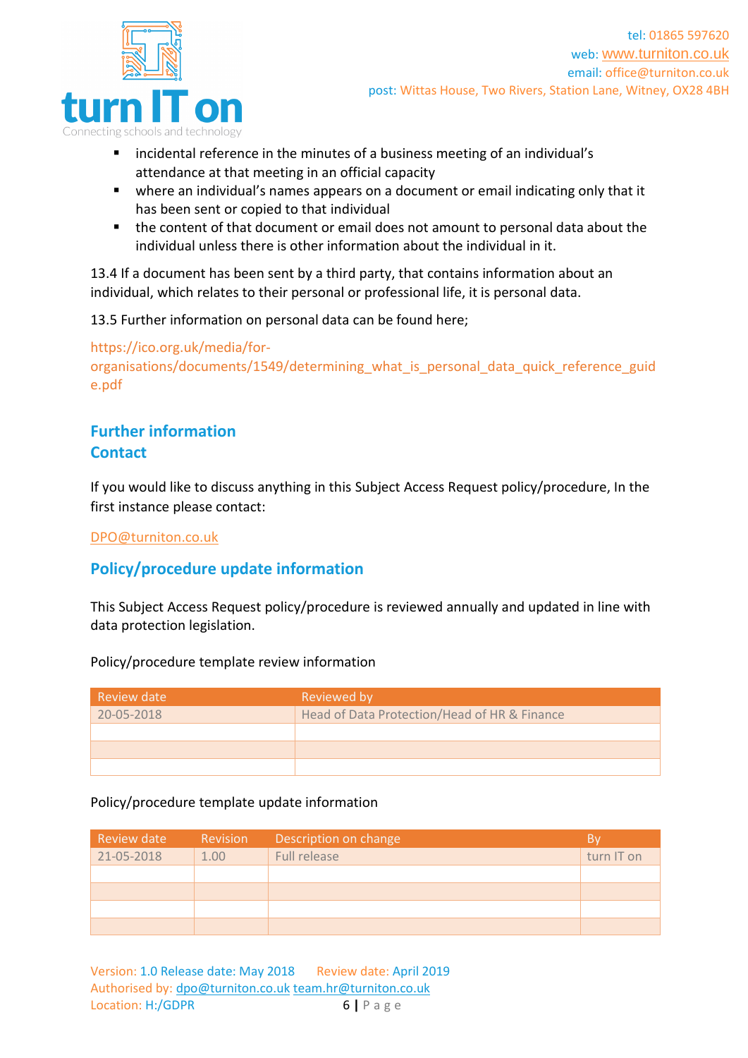- incidental reference in the minutes of a business meeting of an individual's attendance at that meeting in an official capacity
- where an individual's names appears on a document or email indicating only that it has been sent or copied to that individual
- the content of that document or email does not amount to personal data about the individual unless there is other information about the individual in it.

13.4 If a document has been sent by a third party, that contains information about an individual, which relates to their personal or professional life, it is personal data.

13.5 Further information on personal data can be found here;

https://ico.org.uk/media/for-organisations/documents/1549/determining_what_is_personal_data_quick_reference_guide.pdf

## Further information

## Contact

If you would like to discuss anything in this Subject Access Request policy/procedure, In the first instance please contact:

DPO@turniton.co.uk

## Policy/procedure update information

This Subject Access Request policy/procedure is reviewed annually and updated in line with data protection legislation.

Policy/procedure template review information

| Review date | Reviewed by |
|---|---|
| 20-05-2018 | Head of Data Protection/Head of HR & Finance |
| | |
| | |
| | |

Policy/procedure template update information

| Review date | Revision | Description on change | By |
|---|---|---|---|
| 21-05-2018 | 1.00 | Full release | turn IT on |
| | | | |
| | | | |
| | | | |
| | | | |

Version: 1.0 Release date: May 2018 Review date: April 2019
Authorised by: dpo@turniton.co.uk team.hr@turniton.co.uk
Location: H:/GDPR